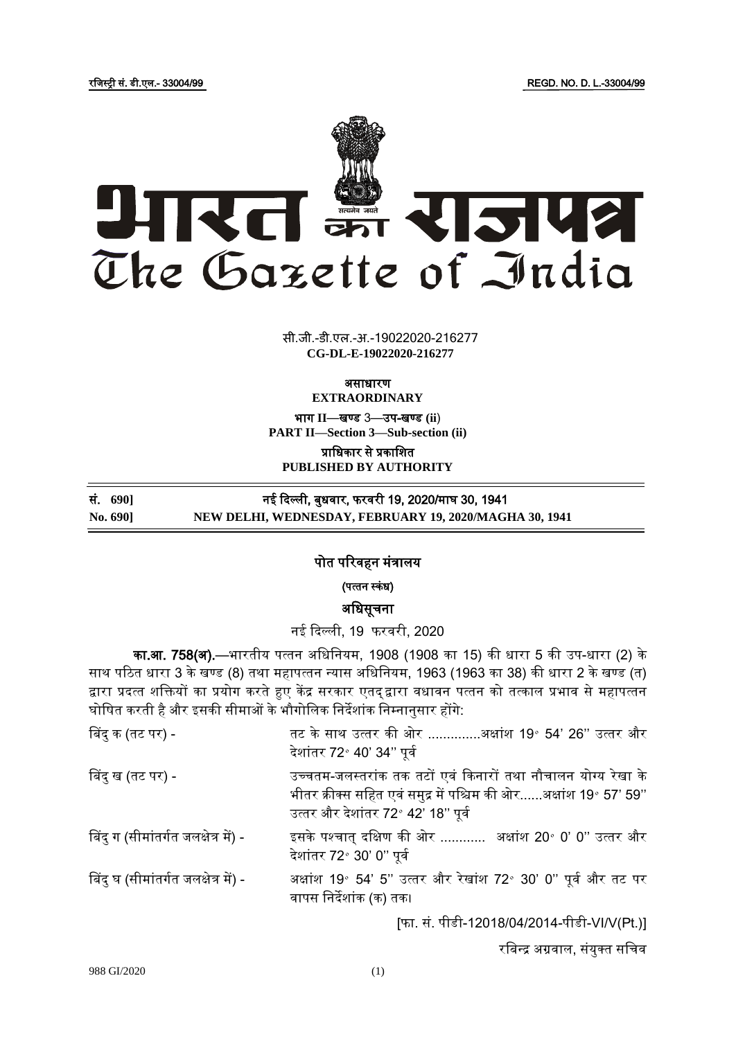रजिस्ट्री सं. डी.एल.- 33004/99 REGD. NO. D. L.-33004/99

# भारत का राजपत्र
# The Gazette of India

सी.जी.-डी.एल.-अ.-19022020-216277
**CG-DL-E-19022020-216277**

असाधारण
**EXTRAORDINARY**

भाग II—खण्ड 3—उप-खण्ड (ii)
**PART II—Section 3—Sub-section (ii)**

प्राधिकार से प्रकाशित
**PUBLISHED BY AUTHORITY**

| सं. 690] | नई दिल्ली, बुधवार, फरवरी 19, 2020/माघ 30, 1941 |
|---|---|
| **No. 690]** | **NEW DELHI, WEDNESDAY, FEBRUARY 19, 2020/MAGHA 30, 1941** |

## पोत परिवहन मंत्रालय

**(पत्तन स्कंध)**

## अधिसूचना

नई दिल्ली, 19 फरवरी, 2020

**का.आ. 758(अ).**—भारतीय पत्तन अधिनियम, 1908 (1908 का 15) की धारा 5 की उप-धारा (2) के साथ पठित धारा 3 के खण्ड (8) तथा महापत्तन न्यास अधिनियम, 1963 (1963 का 38) की धारा 2 के खण्ड (त) द्वारा प्रदत्त शक्तियों का प्रयोग करते हुए केंद्र सरकार एतद्द्वारा वधावन पत्तन को तत्काल प्रभाव से महापत्तन घोषित करती है और इसकी सीमाओं के भौगोलिक निर्देशांक निम्नानुसार होंगे:

| | |
|---|---|
| बिंदु क (तट पर) - | तट के साथ उत्तर की ओर ..............अक्षांश 19° 54' 26" उत्तर और देशांतर 72° 40' 34" पूर्व |
| बिंदु ख (तट पर) - | उच्चतम-जलस्तरांक तक तटों एवं किनारों तथा नौचालन योग्य रेखा के भीतर क्रीक्स सहित एवं समुद्र में पश्चिम की ओर......अक्षांश 19° 57' 59" उत्तर और देशांतर 72° 42' 18" पूर्व |
| बिंदु ग (सीमांतर्गत जलक्षेत्र में) - | इसके पश्चात् दक्षिण की ओर ............ अक्षांश 20° 0' 0" उत्तर और देशांतर 72° 30' 0" पूर्व |
| बिंदु घ (सीमांतर्गत जलक्षेत्र में) - | अक्षांश 19° 54' 5" उत्तर और रेखांश 72° 30' 0" पूर्व और तट पर वापस निर्देशांक (क) तक। |

[फा. सं. पीडी-12018/04/2014-पीडी-VI/V(Pt.)]

रविन्द्र अग्रवाल, संयुक्त सचिव

988 GI/2020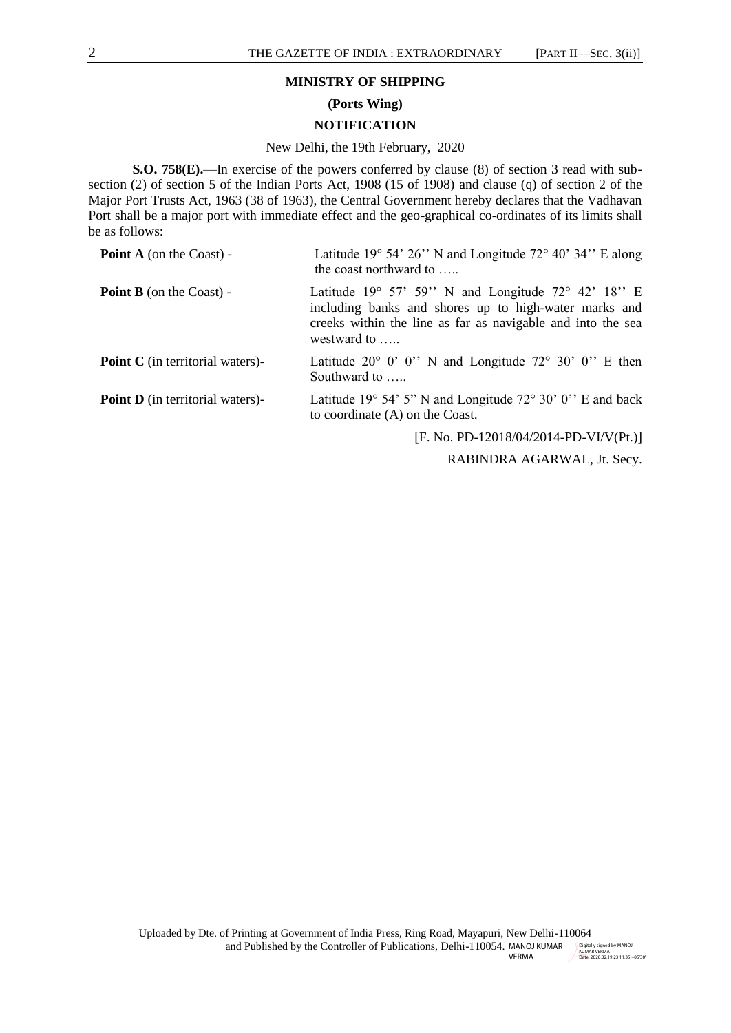## MINISTRY OF SHIPPING

### (Ports Wing)

### NOTIFICATION

New Delhi, the 19th February, 2020

**S.O. 758(E).**—In exercise of the powers conferred by clause (8) of section 3 read with sub-section (2) of section 5 of the Indian Ports Act, 1908 (15 of 1908) and clause (q) of section 2 of the Major Port Trusts Act, 1963 (38 of 1963), the Central Government hereby declares that the Vadhavan Port shall be a major port with immediate effect and the geo-graphical co-ordinates of its limits shall be as follows:

| | |
|---|---|
| **Point A** (on the Coast) - | Latitude 19° 54' 26'' N and Longitude 72° 40' 34'' E along the coast northward to ….. |
| **Point B** (on the Coast) - | Latitude 19° 57' 59'' N and Longitude 72° 42' 18'' E including banks and shores up to high-water marks and creeks within the line as far as navigable and into the sea westward to ….. |
| **Point C** (in territorial waters)- | Latitude 20° 0' 0'' N and Longitude 72° 30' 0'' E then Southward to ….. |
| **Point D** (in territorial waters)- | Latitude 19° 54' 5" N and Longitude 72° 30' 0'' E and back to coordinate (A) on the Coast. |

[F. No. PD-12018/04/2014-PD-VI/V(Pt.)]

RABINDRA AGARWAL, Jt. Secy.

Uploaded by Dte. of Printing at Government of India Press, Ring Road, Mayapuri, New Delhi-110064 and Published by the Controller of Publications, Delhi-110054. MANOJ KUMAR VERMA

Digitally signed by MANOJ KUMAR VERMA
Date: 2020.02.19 23:11:35 +05'30'